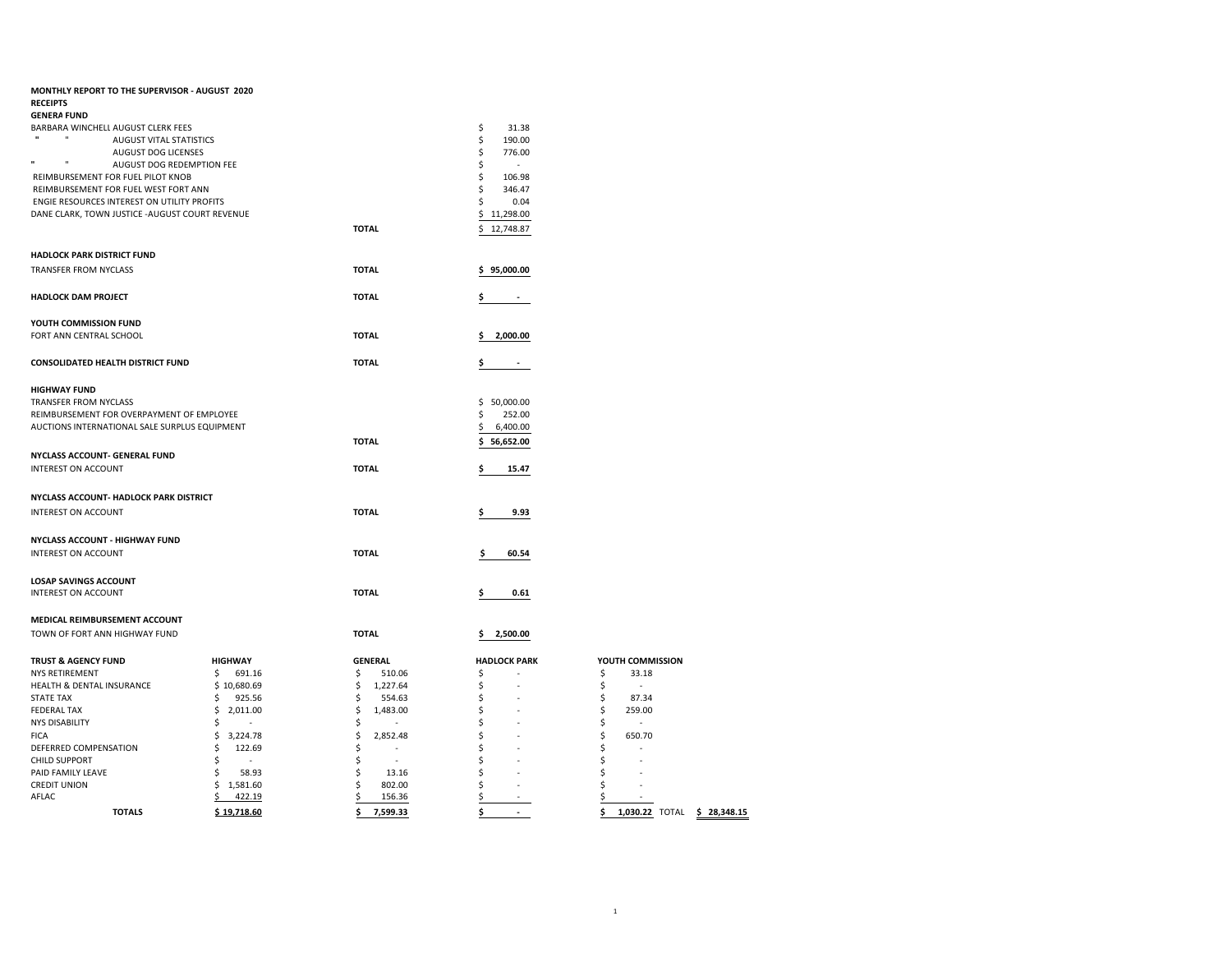**MONTHLY REPORT TO THE SUPERVISOR - AUGUST 2020**

**RECEIPTS**

**GENERA FUND**

| | | |
|---|---|---|
| BARBARA WINCHELL AUGUST CLERK FEES | | $ 31.38 |
| " " AUGUST VITAL STATISTICS | | $ 190.00 |
| AUGUST DOG LICENSES | | $ 776.00 |
| " " AUGUST DOG REDEMPTION FEE | | $ - |
| REIMBURSEMENT FOR FUEL PILOT KNOB | | $ 106.98 |
| REIMBURSEMENT FOR FUEL WEST FORT ANN | | $ 346.47 |
| ENGIE RESOURCES INTEREST ON UTILITY PROFITS | | $ 0.04 |
| DANE CLARK, TOWN JUSTICE -AUGUST COURT REVENUE | | $ 11,298.00 |
| | **TOTAL** | $ 12,748.87 |

**HADLOCK PARK DISTRICT FUND**

| | | |
|---|---|---|
| TRANSFER FROM NYCLASS | **TOTAL** | **$ 95,000.00** |

| | | |
|---|---|---|
| **HADLOCK DAM PROJECT** | **TOTAL** | **$ -** |

**YOUTH COMMISSION FUND**

| | | |
|---|---|---|
| FORT ANN CENTRAL SCHOOL | **TOTAL** | **$ 2,000.00** |

| | | |
|---|---|---|
| **CONSOLIDATED HEALTH DISTRICT FUND** | **TOTAL** | **$ -** |

**HIGHWAY FUND**

| | | |
|---|---|---|
| TRANSFER FROM NYCLASS | | $ 50,000.00 |
| REIMBURSEMENT FOR OVERPAYMENT OF EMPLOYEE | | $ 252.00 |
| AUCTIONS INTERNATIONAL SALE SURPLUS EQUIPMENT | | $ 6,400.00 |
| | **TOTAL** | **$ 56,652.00** |

**NYCLASS ACCOUNT- GENERAL FUND**

| | | |
|---|---|---|
| INTEREST ON ACCOUNT | **TOTAL** | **$ 15.47** |

**NYCLASS ACCOUNT- HADLOCK PARK DISTRICT**

| | | |
|---|---|---|
| INTEREST ON ACCOUNT | **TOTAL** | **$ 9.93** |

**NYCLASS ACCOUNT - HIGHWAY FUND**

| | | |
|---|---|---|
| INTEREST ON ACCOUNT | **TOTAL** | **$ 60.54** |

**LOSAP SAVINGS ACCOUNT**

| | | |
|---|---|---|
| INTEREST ON ACCOUNT | **TOTAL** | **$ 0.61** |

**MEDICAL REIMBURSEMENT ACCOUNT**

| | | |
|---|---|---|
| TOWN OF FORT ANN HIGHWAY FUND | **TOTAL** | **$ 2,500.00** |

| **TRUST & AGENCY FUND** | **HIGHWAY** | **GENERAL** | **HADLOCK PARK** | **YOUTH COMMISSION** | | |
|---|---|---|---|---|---|---|
| NYS RETIREMENT | $ 691.16 | $ 510.06 | $ - | $ 33.18 | | |
| HEALTH & DENTAL INSURANCE | $ 10,680.69 | $ 1,227.64 | $ - | $ - | | |
| STATE TAX | $ 925.56 | $ 554.63 | $ - | $ 87.34 | | |
| FEDERAL TAX | $ 2,011.00 | $ 1,483.00 | $ - | $ 259.00 | | |
| NYS DISABILITY | $ - | $ - | $ - | $ - | | |
| FICA | $ 3,224.78 | $ 2,852.48 | $ - | $ 650.70 | | |
| DEFERRED COMPENSATION | $ 122.69 | $ - | $ - | $ - | | |
| CHILD SUPPORT | $ - | $ - | $ - | $ - | | |
| PAID FAMILY LEAVE | $ 58.93 | $ 13.16 | $ - | $ - | | |
| CREDIT UNION | $ 1,581.60 | $ 802.00 | $ - | $ - | | |
| AFLAC | $ 422.19 | $ 156.36 | $ - | $ - | | |
| **TOTALS** | **$ 19,718.60** | **$ 7,599.33** | **$ -** | **$ 1,030.22** | TOTAL | **$ 28,348.15** |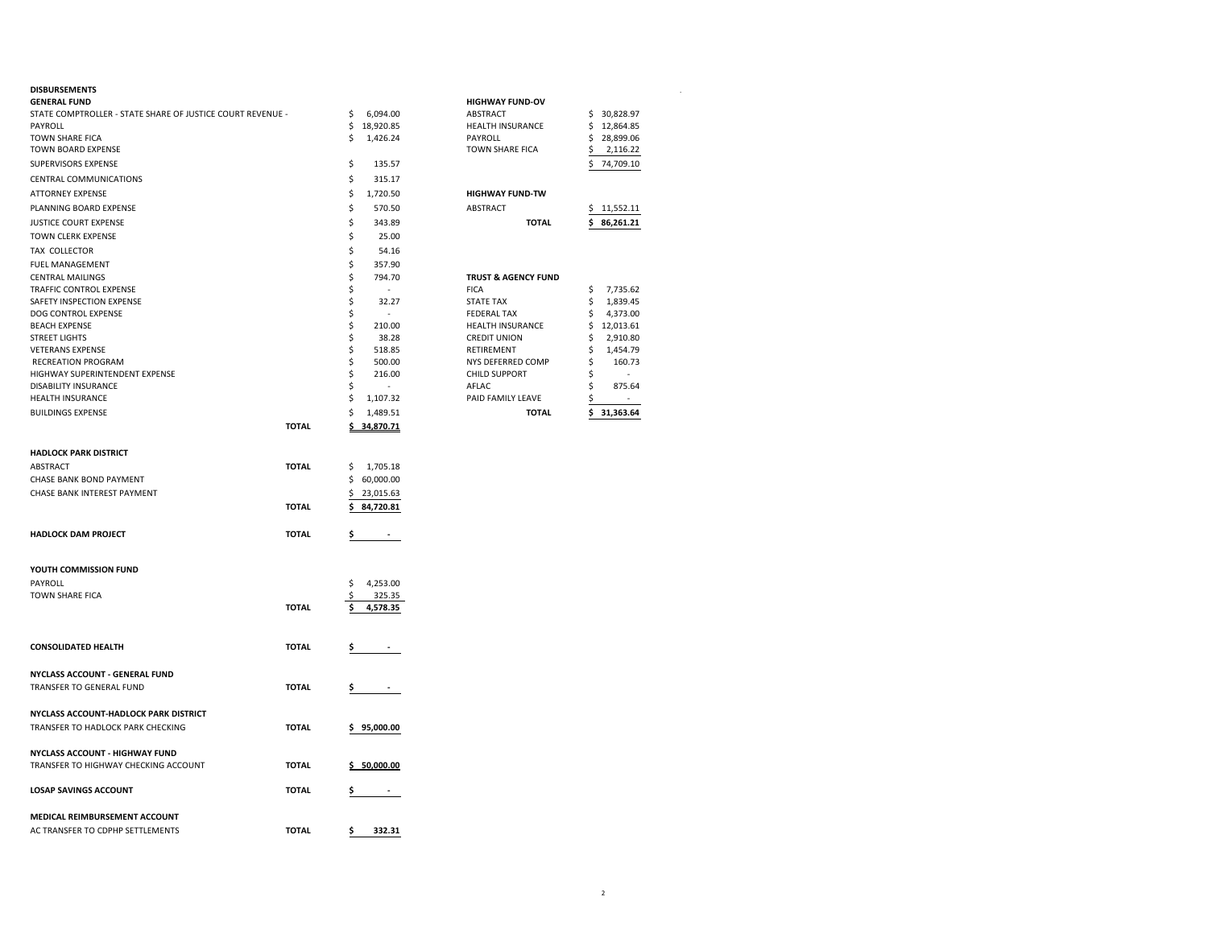## DISBURSEMENTS

### GENERAL FUND

| Item | | Amount |
|---|---|---|
| STATE COMPTROLLER - STATE SHARE OF JUSTICE COURT REVENUE - | | $ 6,094.00 |
| PAYROLL | | $ 18,920.85 |
| TOWN SHARE FICA | | $ 1,426.24 |
| TOWN BOARD EXPENSE | | |
| SUPERVISORS EXPENSE | | $ 135.57 |
| CENTRAL COMMUNICATIONS | | $ 315.17 |
| ATTORNEY EXPENSE | | $ 1,720.50 |
| PLANNING BOARD EXPENSE | | $ 570.50 |
| JUSTICE COURT EXPENSE | | $ 343.89 |
| TOWN CLERK EXPENSE | | $ 25.00 |
| TAX COLLECTOR | | $ 54.16 |
| FUEL MANAGEMENT | | $ 357.90 |
| CENTRAL MAILINGS | | $ 794.70 |
| TRAFFIC CONTROL EXPENSE | | $ - |
| SAFETY INSPECTION EXPENSE | | $ 32.27 |
| DOG CONTROL EXPENSE | | $ - |
| BEACH EXPENSE | | $ 210.00 |
| STREET LIGHTS | | $ 38.28 |
| VETERANS EXPENSE | | $ 518.85 |
| RECREATION PROGRAM | | $ 500.00 |
| HIGHWAY SUPERINTENDENT EXPENSE | | $ 216.00 |
| DISABILITY INSURANCE | | $ - |
| HEALTH INSURANCE | | $ 1,107.32 |
| BUILDINGS EXPENSE | | $ 1,489.51 |
| | **TOTAL** | **$ 34,870.71** |

### HADLOCK PARK DISTRICT

| Item | | Amount |
|---|---|---|
| ABSTRACT | **TOTAL** | $ 1,705.18 |
| CHASE BANK BOND PAYMENT | | $ 60,000.00 |
| CHASE BANK INTEREST PAYMENT | | $ 23,015.63 |
| | **TOTAL** | **$ 84,720.81** |

| Item | | Amount |
|---|---|---|
| **HADLOCK DAM PROJECT** | **TOTAL** | **$ -** |

### YOUTH COMMISSION FUND

| Item | | Amount |
|---|---|---|
| PAYROLL | | $ 4,253.00 |
| TOWN SHARE FICA | | $ 325.35 |
| | **TOTAL** | **$ 4,578.35** |

| Item | | Amount |
|---|---|---|
| **CONSOLIDATED HEALTH** | **TOTAL** | **$ -** |

### NYCLASS ACCOUNT - GENERAL FUND

| Item | | Amount |
|---|---|---|
| TRANSFER TO GENERAL FUND | **TOTAL** | **$ -** |

### NYCLASS ACCOUNT-HADLOCK PARK DISTRICT

| Item | | Amount |
|---|---|---|
| TRANSFER TO HADLOCK PARK CHECKING | **TOTAL** | **$ 95,000.00** |

### NYCLASS ACCOUNT - HIGHWAY FUND

| Item | | Amount |
|---|---|---|
| TRANSFER TO HIGHWAY CHECKING ACCOUNT | **TOTAL** | **$ 50,000.00** |

| Item | | Amount |
|---|---|---|
| **LOSAP SAVINGS ACCOUNT** | **TOTAL** | **$ -** |

### MEDICAL REIMBURSEMENT ACCOUNT

| Item | | Amount |
|---|---|---|
| AC TRANSFER TO CDPHP SETTLEMENTS | **TOTAL** | **$ 332.31** |

### HIGHWAY FUND-OV

| Item | Amount |
|---|---|
| ABSTRACT | $ 30,828.97 |
| HEALTH INSURANCE | $ 12,864.85 |
| PAYROLL | $ 28,899.06 |
| TOWN SHARE FICA | $ 2,116.22 |
| | $ 74,709.10 |

### HIGHWAY FUND-TW

| Item | Amount |
|---|---|
| ABSTRACT | $ 11,552.11 |
| **TOTAL** | **$ 86,261.21** |

### TRUST & AGENCY FUND

| Item | Amount |
|---|---|
| FICA | $ 7,735.62 |
| STATE TAX | $ 1,839.45 |
| FEDERAL TAX | $ 4,373.00 |
| HEALTH INSURANCE | $ 12,013.61 |
| CREDIT UNION | $ 2,910.80 |
| RETIREMENT | $ 1,454.79 |
| NYS DEFERRED COMP | $ 160.73 |
| CHILD SUPPORT | $ - |
| AFLAC | $ 875.64 |
| PAID FAMILY LEAVE | $ - |
| **TOTAL** | **$ 31,363.64** |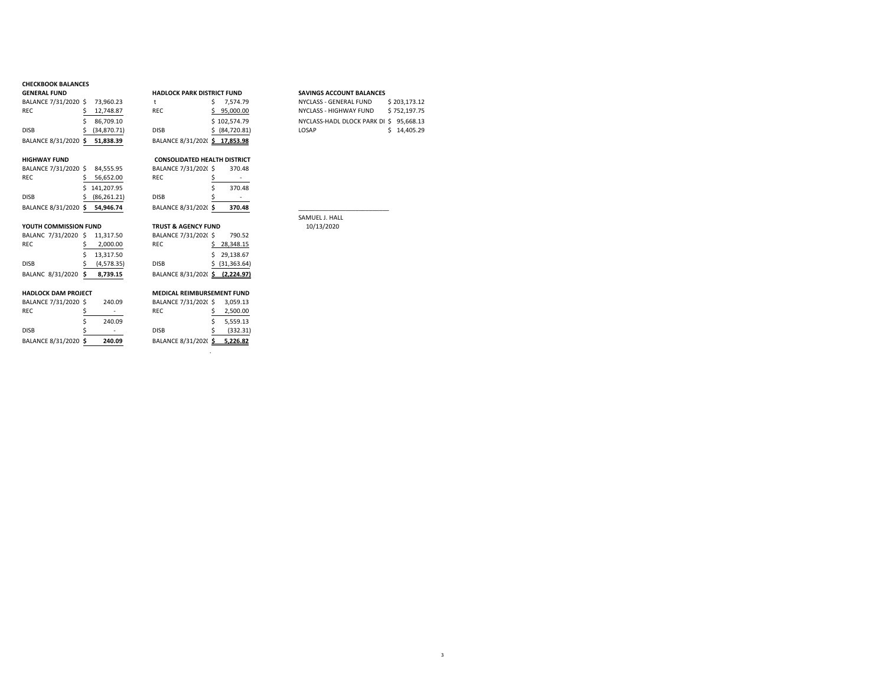**CHECKBOOK BALANCES**

**GENERAL FUND**

| | | |
|---|---|---|
| BALANCE 7/31/2020 | $ | 73,960.23 |
| REC | $ | 12,748.87 |
| | $ | 86,709.10 |
| DISB | $ | (34,870.71) |
| **BALANCE 8/31/2020** | **$** | **51,838.39** |

**HADLOCK PARK DISTRICT FUND**

| | | |
|---|---|---|
| t | $ | 7,574.79 |
| REC | $ | 95,000.00 |
| | $ | 102,574.79 |
| DISB | $ | (84,720.81) |
| **BALANCE 8/31/2020** | **$** | **17,853.98** |

**SAVINGS ACCOUNT BALANCES**

| | |
|---|---|
| NYCLASS - GENERAL FUND | $ 203,173.12 |
| NYCLASS - HIGHWAY FUND | $ 752,197.75 |
| NYCLASS-HADL DLOCK PARK DI | $ 95,668.13 |
| LOSAP | $ 14,405.29 |

**HIGHWAY FUND**

| | | |
|---|---|---|
| BALANCE 7/31/2020 | $ | 84,555.95 |
| REC | $ | 56,652.00 |
| | $ | 141,207.95 |
| DISB | $ | (86,261.21) |
| **BALANCE 8/31/2020** | **$** | **54,946.74** |

**CONSOLIDATED HEALTH DISTRICT**

| | | |
|---|---|---|
| BALANCE 7/31/2020 | $ | 370.48 |
| REC | $ | - |
| | $ | 370.48 |
| DISB | $ | - |
| **BALANCE 8/31/2020** | **$** | **370.48** |

___________________________

SAMUEL J. HALL
10/13/2020

**YOUTH COMMISSION FUND**

| | | |
|---|---|---|
| BALANC 7/31/2020 | $ | 11,317.50 |
| REC | $ | 2,000.00 |
| | $ | 13,317.50 |
| DISB | $ | (4,578.35) |
| **BALANC 8/31/2020** | **$** | **8,739.15** |

**TRUST & AGENCY FUND**

| | | |
|---|---|---|
| BALANCE 7/31/2020 | $ | 790.52 |
| REC | $ | 28,348.15 |
| | $ | 29,138.67 |
| DISB | $ | (31,363.64) |
| **BALANCE 8/31/2020** | **$** | **(2,224.97)** |

**HADLOCK DAM PROJECT**

| | | |
|---|---|---|
| BALANCE 7/31/2020 | $ | 240.09 |
| REC | $ | - |
| | $ | 240.09 |
| DISB | $ | - |
| **BALANCE 8/31/2020** | **$** | **240.09** |

**MEDICAL REIMBURSEMENT FUND**

| | | |
|---|---|---|
| BALANCE 7/31/2020 | $ | 3,059.13 |
| REC | $ | 2,500.00 |
| | $ | 5,559.13 |
| DISB | $ | (332.31) |
| **BALANCE 8/31/2020** | **$** | **5,226.82** |